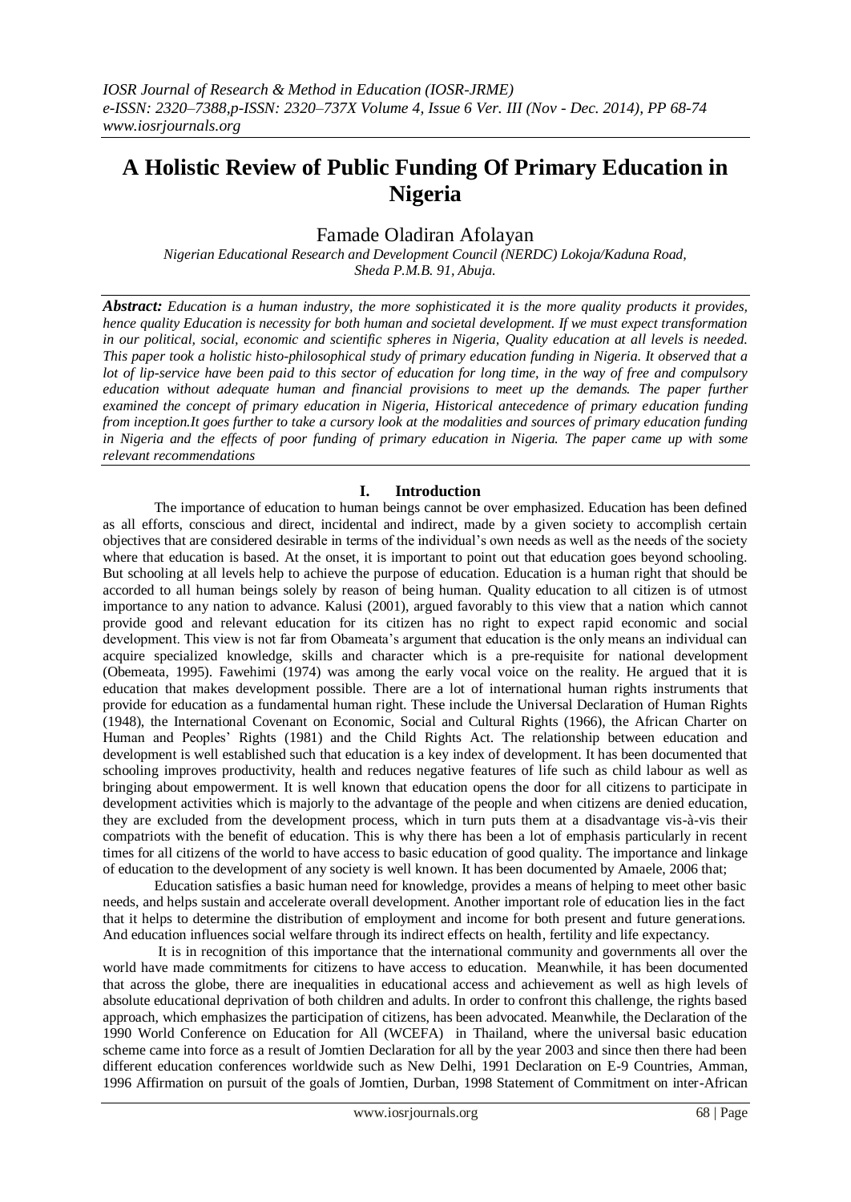# A Holistic Review of Public Funding Of Primary Education in Nigeria

Famade Oladiran Afolayan

*Nigerian Educational Research and Development Council (NERDC) Lokoja/Kaduna Road, Sheda P.M.B. 91, Abuja.*

***Abstract:*** *Education is a human industry, the more sophisticated it is the more quality products it provides, hence quality Education is necessity for both human and societal development. If we must expect transformation in our political, social, economic and scientific spheres in Nigeria, Quality education at all levels is needed. This paper took a holistic histo-philosophical study of primary education funding in Nigeria. It observed that a lot of lip-service have been paid to this sector of education for long time, in the way of free and compulsory education without adequate human and financial provisions to meet up the demands. The paper further examined the concept of primary education in Nigeria, Historical antecedence of primary education funding from inception.It goes further to take a cursory look at the modalities and sources of primary education funding in Nigeria and the effects of poor funding of primary education in Nigeria. The paper came up with some relevant recommendations*

## I. Introduction

The importance of education to human beings cannot be over emphasized. Education has been defined as all efforts, conscious and direct, incidental and indirect, made by a given society to accomplish certain objectives that are considered desirable in terms of the individual's own needs as well as the needs of the society where that education is based. At the onset, it is important to point out that education goes beyond schooling. But schooling at all levels help to achieve the purpose of education. Education is a human right that should be accorded to all human beings solely by reason of being human. Quality education to all citizen is of utmost importance to any nation to advance. Kalusi (2001), argued favorably to this view that a nation which cannot provide good and relevant education for its citizen has no right to expect rapid economic and social development. This view is not far from Obameata's argument that education is the only means an individual can acquire specialized knowledge, skills and character which is a pre-requisite for national development (Obemeata, 1995). Fawehimi (1974) was among the early vocal voice on the reality. He argued that it is education that makes development possible. There are a lot of international human rights instruments that provide for education as a fundamental human right. These include the Universal Declaration of Human Rights (1948), the International Covenant on Economic, Social and Cultural Rights (1966), the African Charter on Human and Peoples' Rights (1981) and the Child Rights Act. The relationship between education and development is well established such that education is a key index of development. It has been documented that schooling improves productivity, health and reduces negative features of life such as child labour as well as bringing about empowerment. It is well known that education opens the door for all citizens to participate in development activities which is majorly to the advantage of the people and when citizens are denied education, they are excluded from the development process, which in turn puts them at a disadvantage vis-à-vis their compatriots with the benefit of education. This is why there has been a lot of emphasis particularly in recent times for all citizens of the world to have access to basic education of good quality. The importance and linkage of education to the development of any society is well known. It has been documented by Amaele, 2006 that;

Education satisfies a basic human need for knowledge, provides a means of helping to meet other basic needs, and helps sustain and accelerate overall development. Another important role of education lies in the fact that it helps to determine the distribution of employment and income for both present and future generations. And education influences social welfare through its indirect effects on health, fertility and life expectancy.

It is in recognition of this importance that the international community and governments all over the world have made commitments for citizens to have access to education. Meanwhile, it has been documented that across the globe, there are inequalities in educational access and achievement as well as high levels of absolute educational deprivation of both children and adults. In order to confront this challenge, the rights based approach, which emphasizes the participation of citizens, has been advocated. Meanwhile, the Declaration of the 1990 World Conference on Education for All (WCEFA) in Thailand, where the universal basic education scheme came into force as a result of Jomtien Declaration for all by the year 2003 and since then there had been different education conferences worldwide such as New Delhi, 1991 Declaration on E-9 Countries, Amman, 1996 Affirmation on pursuit of the goals of Jomtien, Durban, 1998 Statement of Commitment on inter-African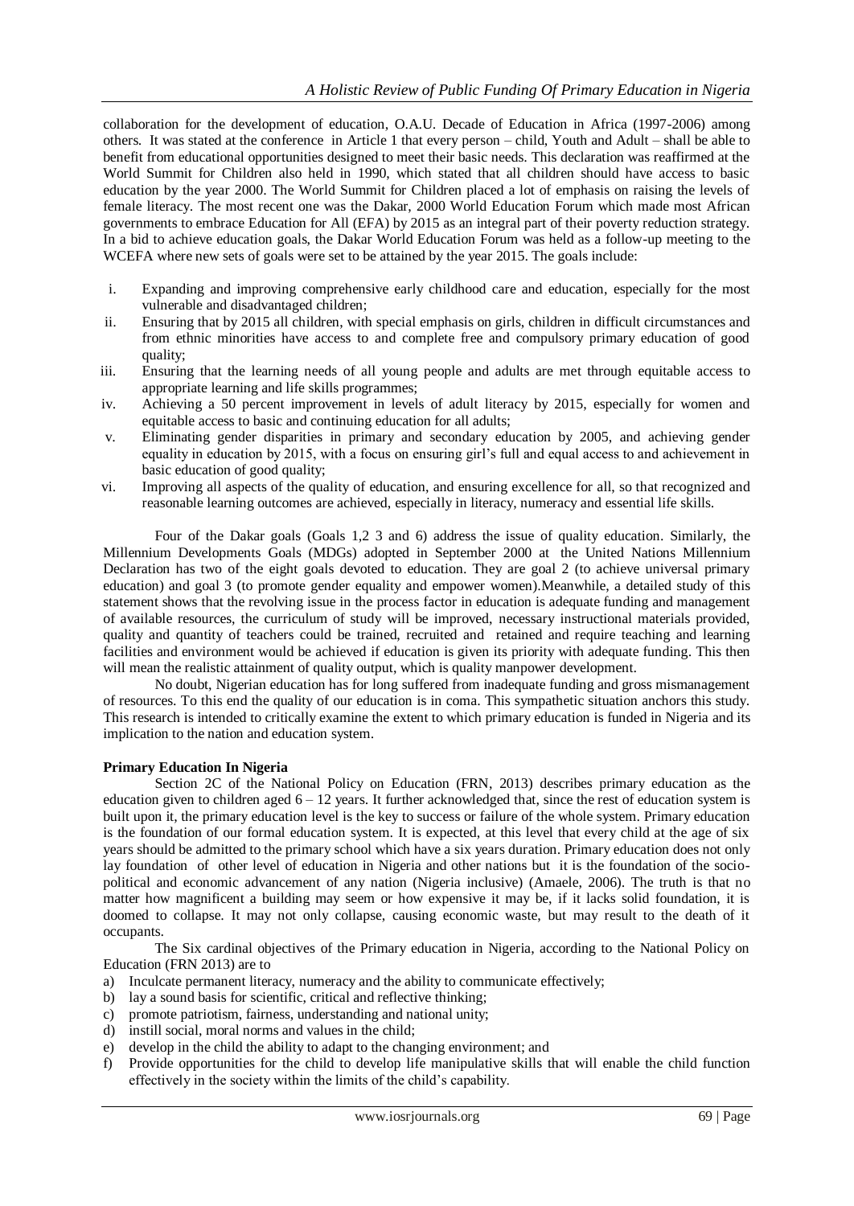collaboration for the development of education, O.A.U. Decade of Education in Africa (1997-2006) among others. It was stated at the conference in Article 1 that every person – child, Youth and Adult – shall be able to benefit from educational opportunities designed to meet their basic needs. This declaration was reaffirmed at the World Summit for Children also held in 1990, which stated that all children should have access to basic education by the year 2000. The World Summit for Children placed a lot of emphasis on raising the levels of female literacy. The most recent one was the Dakar, 2000 World Education Forum which made most African governments to embrace Education for All (EFA) by 2015 as an integral part of their poverty reduction strategy. In a bid to achieve education goals, the Dakar World Education Forum was held as a follow-up meeting to the WCEFA where new sets of goals were set to be attained by the year 2015. The goals include:

i. Expanding and improving comprehensive early childhood care and education, especially for the most vulnerable and disadvantaged children;
ii. Ensuring that by 2015 all children, with special emphasis on girls, children in difficult circumstances and from ethnic minorities have access to and complete free and compulsory primary education of good quality;
iii. Ensuring that the learning needs of all young people and adults are met through equitable access to appropriate learning and life skills programmes;
iv. Achieving a 50 percent improvement in levels of adult literacy by 2015, especially for women and equitable access to basic and continuing education for all adults;
v. Eliminating gender disparities in primary and secondary education by 2005, and achieving gender equality in education by 2015, with a focus on ensuring girl's full and equal access to and achievement in basic education of good quality;
vi. Improving all aspects of the quality of education, and ensuring excellence for all, so that recognized and reasonable learning outcomes are achieved, especially in literacy, numeracy and essential life skills.

Four of the Dakar goals (Goals 1,2 3 and 6) address the issue of quality education. Similarly, the Millennium Developments Goals (MDGs) adopted in September 2000 at the United Nations Millennium Declaration has two of the eight goals devoted to education. They are goal 2 (to achieve universal primary education) and goal 3 (to promote gender equality and empower women).Meanwhile, a detailed study of this statement shows that the revolving issue in the process factor in education is adequate funding and management of available resources, the curriculum of study will be improved, necessary instructional materials provided, quality and quantity of teachers could be trained, recruited and retained and require teaching and learning facilities and environment would be achieved if education is given its priority with adequate funding. This then will mean the realistic attainment of quality output, which is quality manpower development.

No doubt, Nigerian education has for long suffered from inadequate funding and gross mismanagement of resources. To this end the quality of our education is in coma. This sympathetic situation anchors this study. This research is intended to critically examine the extent to which primary education is funded in Nigeria and its implication to the nation and education system.

**Primary Education In Nigeria**

Section 2C of the National Policy on Education (FRN, 2013) describes primary education as the education given to children aged 6 – 12 years. It further acknowledged that, since the rest of education system is built upon it, the primary education level is the key to success or failure of the whole system. Primary education is the foundation of our formal education system. It is expected, at this level that every child at the age of six years should be admitted to the primary school which have a six years duration. Primary education does not only lay foundation of other level of education in Nigeria and other nations but it is the foundation of the socio-political and economic advancement of any nation (Nigeria inclusive) (Amaele, 2006). The truth is that no matter how magnificent a building may seem or how expensive it may be, if it lacks solid foundation, it is doomed to collapse. It may not only collapse, causing economic waste, but may result to the death of it occupants.

The Six cardinal objectives of the Primary education in Nigeria, according to the National Policy on Education (FRN 2013) are to

a) Inculcate permanent literacy, numeracy and the ability to communicate effectively;
b) lay a sound basis for scientific, critical and reflective thinking;
c) promote patriotism, fairness, understanding and national unity;
d) instill social, moral norms and values in the child;
e) develop in the child the ability to adapt to the changing environment; and
f) Provide opportunities for the child to develop life manipulative skills that will enable the child function effectively in the society within the limits of the child's capability.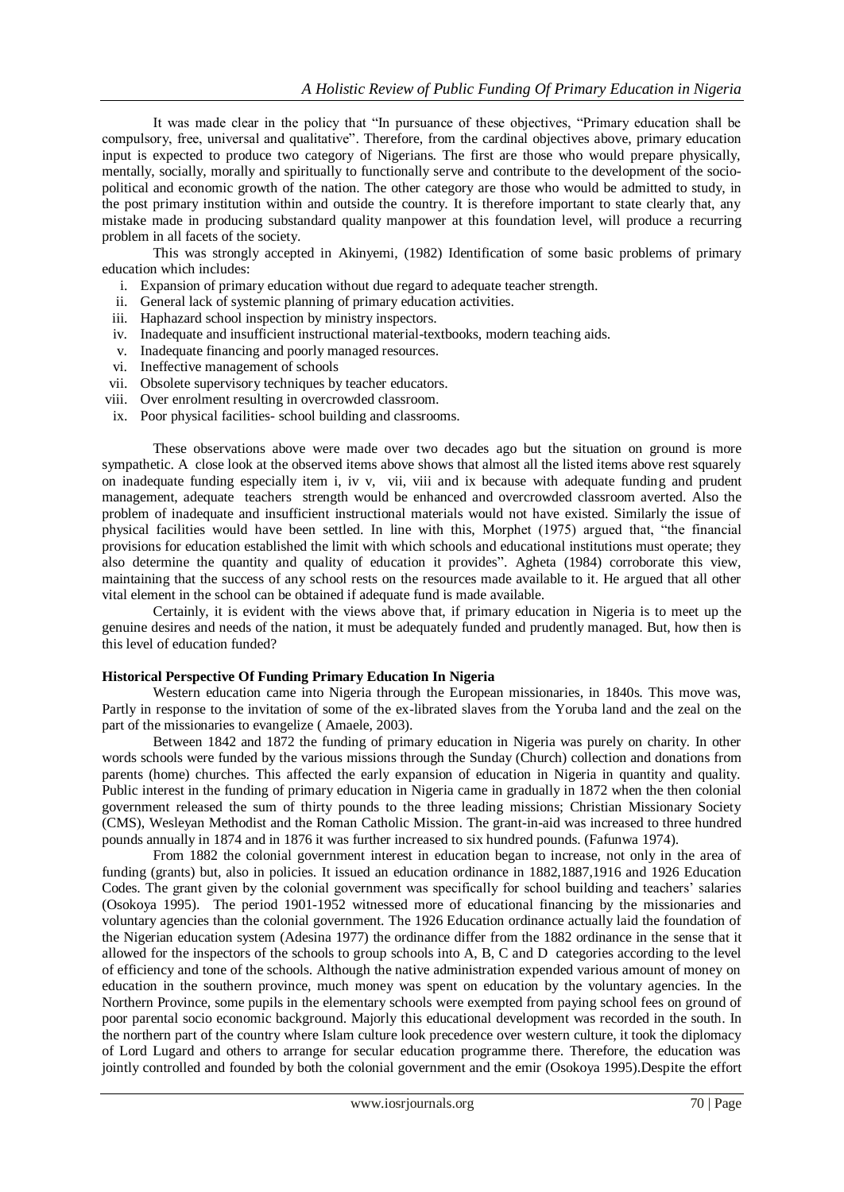It was made clear in the policy that "In pursuance of these objectives, "Primary education shall be compulsory, free, universal and qualitative". Therefore, from the cardinal objectives above, primary education input is expected to produce two category of Nigerians. The first are those who would prepare physically, mentally, socially, morally and spiritually to functionally serve and contribute to the development of the socio-political and economic growth of the nation. The other category are those who would be admitted to study, in the post primary institution within and outside the country. It is therefore important to state clearly that, any mistake made in producing substandard quality manpower at this foundation level, will produce a recurring problem in all facets of the society.

This was strongly accepted in Akinyemi, (1982) Identification of some basic problems of primary education which includes:

i. Expansion of primary education without due regard to adequate teacher strength.
ii. General lack of systemic planning of primary education activities.
iii. Haphazard school inspection by ministry inspectors.
iv. Inadequate and insufficient instructional material-textbooks, modern teaching aids.
v. Inadequate financing and poorly managed resources.
vi. Ineffective management of schools
vii. Obsolete supervisory techniques by teacher educators.
viii. Over enrolment resulting in overcrowded classroom.
ix. Poor physical facilities- school building and classrooms.

These observations above were made over two decades ago but the situation on ground is more sympathetic. A close look at the observed items above shows that almost all the listed items above rest squarely on inadequate funding especially item i, iv v, vii, viii and ix because with adequate funding and prudent management, adequate teachers strength would be enhanced and overcrowded classroom averted. Also the problem of inadequate and insufficient instructional materials would not have existed. Similarly the issue of physical facilities would have been settled. In line with this, Morphet (1975) argued that, "the financial provisions for education established the limit with which schools and educational institutions must operate; they also determine the quantity and quality of education it provides". Agheta (1984) corroborate this view, maintaining that the success of any school rests on the resources made available to it. He argued that all other vital element in the school can be obtained if adequate fund is made available.

Certainly, it is evident with the views above that, if primary education in Nigeria is to meet up the genuine desires and needs of the nation, it must be adequately funded and prudently managed. But, how then is this level of education funded?

**Historical Perspective Of Funding Primary Education In Nigeria**

Western education came into Nigeria through the European missionaries, in 1840s. This move was, Partly in response to the invitation of some of the ex-librated slaves from the Yoruba land and the zeal on the part of the missionaries to evangelize ( Amaele, 2003).

Between 1842 and 1872 the funding of primary education in Nigeria was purely on charity. In other words schools were funded by the various missions through the Sunday (Church) collection and donations from parents (home) churches. This affected the early expansion of education in Nigeria in quantity and quality. Public interest in the funding of primary education in Nigeria came in gradually in 1872 when the then colonial government released the sum of thirty pounds to the three leading missions; Christian Missionary Society (CMS), Wesleyan Methodist and the Roman Catholic Mission. The grant-in-aid was increased to three hundred pounds annually in 1874 and in 1876 it was further increased to six hundred pounds. (Fafunwa 1974).

From 1882 the colonial government interest in education began to increase, not only in the area of funding (grants) but, also in policies. It issued an education ordinance in 1882,1887,1916 and 1926 Education Codes. The grant given by the colonial government was specifically for school building and teachers' salaries (Osokoya 1995). The period 1901-1952 witnessed more of educational financing by the missionaries and voluntary agencies than the colonial government. The 1926 Education ordinance actually laid the foundation of the Nigerian education system (Adesina 1977) the ordinance differ from the 1882 ordinance in the sense that it allowed for the inspectors of the schools to group schools into A, B, C and D categories according to the level of efficiency and tone of the schools. Although the native administration expended various amount of money on education in the southern province, much money was spent on education by the voluntary agencies. In the Northern Province, some pupils in the elementary schools were exempted from paying school fees on ground of poor parental socio economic background. Majorly this educational development was recorded in the south. In the northern part of the country where Islam culture look precedence over western culture, it took the diplomacy of Lord Lugard and others to arrange for secular education programme there. Therefore, the education was jointly controlled and founded by both the colonial government and the emir (Osokoya 1995).Despite the effort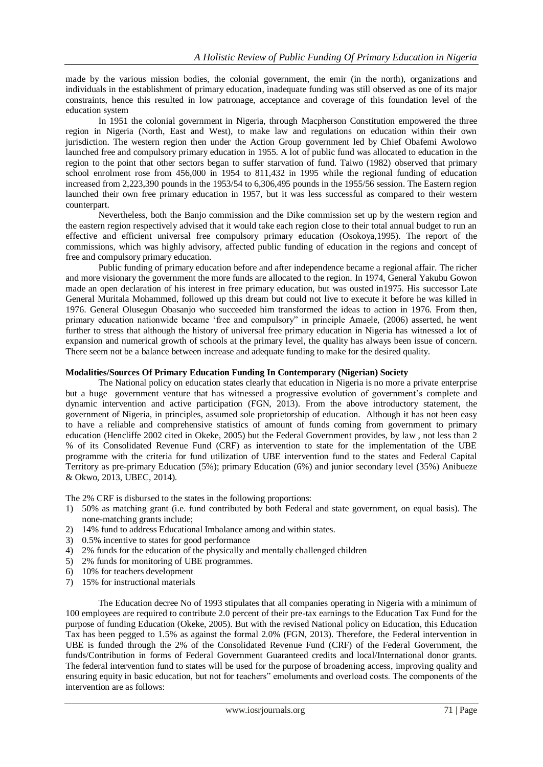made by the various mission bodies, the colonial government, the emir (in the north), organizations and individuals in the establishment of primary education, inadequate funding was still observed as one of its major constraints, hence this resulted in low patronage, acceptance and coverage of this foundation level of the education system

In 1951 the colonial government in Nigeria, through Macpherson Constitution empowered the three region in Nigeria (North, East and West), to make law and regulations on education within their own jurisdiction. The western region then under the Action Group government led by Chief Obafemi Awolowo launched free and compulsory primary education in 1955. A lot of public fund was allocated to education in the region to the point that other sectors began to suffer starvation of fund. Taiwo (1982) observed that primary school enrolment rose from 456,000 in 1954 to 811,432 in 1995 while the regional funding of education increased from 2,223,390 pounds in the 1953/54 to 6,306,495 pounds in the 1955/56 session. The Eastern region launched their own free primary education in 1957, but it was less successful as compared to their western counterpart.

Nevertheless, both the Banjo commission and the Dike commission set up by the western region and the eastern region respectively advised that it would take each region close to their total annual budget to run an effective and efficient universal free compulsory primary education (Osokoya,1995). The report of the commissions, which was highly advisory, affected public funding of education in the regions and concept of free and compulsory primary education.

Public funding of primary education before and after independence became a regional affair. The richer and more visionary the government the more funds are allocated to the region. In 1974, General Yakubu Gowon made an open declaration of his interest in free primary education, but was ousted in1975. His successor Late General Muritala Mohammed, followed up this dream but could not live to execute it before he was killed in 1976. General Olusegun Obasanjo who succeeded him transformed the ideas to action in 1976. From then, primary education nationwide became 'free and compulsory" in principle Amaele, (2006) asserted, he went further to stress that although the history of universal free primary education in Nigeria has witnessed a lot of expansion and numerical growth of schools at the primary level, the quality has always been issue of concern. There seem not be a balance between increase and adequate funding to make for the desired quality.

**Modalities/Sources Of Primary Education Funding In Contemporary (Nigerian) Society**

The National policy on education states clearly that education in Nigeria is no more a private enterprise but a huge government venture that has witnessed a progressive evolution of government's complete and dynamic intervention and active participation (FGN, 2013). From the above introductory statement, the government of Nigeria, in principles, assumed sole proprietorship of education. Although it has not been easy to have a reliable and comprehensive statistics of amount of funds coming from government to primary education (Hencliffe 2002 cited in Okeke, 2005) but the Federal Government provides, by law , not less than 2 % of its Consolidated Revenue Fund (CRF) as intervention to state for the implementation of the UBE programme with the criteria for fund utilization of UBE intervention fund to the states and Federal Capital Territory as pre-primary Education (5%); primary Education (6%) and junior secondary level (35%) Anibueze & Okwo, 2013, UBEC, 2014).

The 2% CRF is disbursed to the states in the following proportions:

1) 50% as matching grant (i.e. fund contributed by both Federal and state government, on equal basis). The none-matching grants include;
2) 14% fund to address Educational Imbalance among and within states.
3) 0.5% incentive to states for good performance
4) 2% funds for the education of the physically and mentally challenged children
5) 2% funds for monitoring of UBE programmes.
6) 10% for teachers development
7) 15% for instructional materials

The Education decree No of 1993 stipulates that all companies operating in Nigeria with a minimum of 100 employees are required to contribute 2.0 percent of their pre-tax earnings to the Education Tax Fund for the purpose of funding Education (Okeke, 2005). But with the revised National policy on Education, this Education Tax has been pegged to 1.5% as against the formal 2.0% (FGN, 2013). Therefore, the Federal intervention in UBE is funded through the 2% of the Consolidated Revenue Fund (CRF) of the Federal Government, the funds/Contribution in forms of Federal Government Guaranteed credits and local/International donor grants. The federal intervention fund to states will be used for the purpose of broadening access, improving quality and ensuring equity in basic education, but not for teachers" emoluments and overload costs. The components of the intervention are as follows: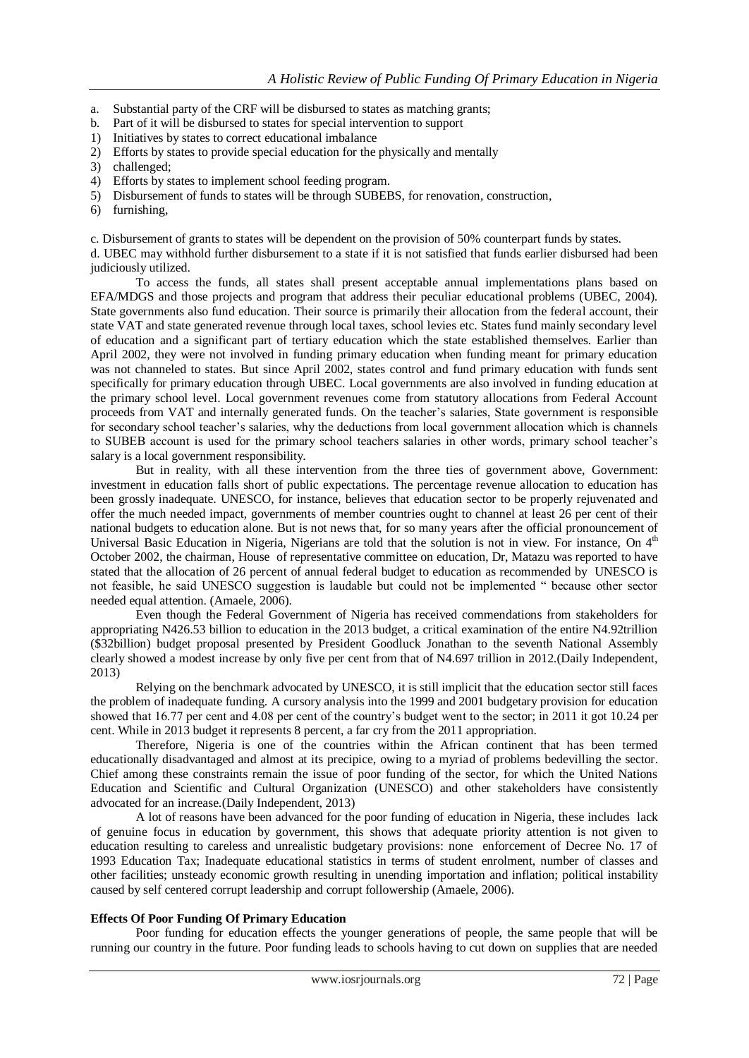a. Substantial party of the CRF will be disbursed to states as matching grants;
b. Part of it will be disbursed to states for special intervention to support
1) Initiatives by states to correct educational imbalance
2) Efforts by states to provide special education for the physically and mentally
3) challenged;
4) Efforts by states to implement school feeding program.
5) Disbursement of funds to states will be through SUBEBS, for renovation, construction,
6) furnishing,

c. Disbursement of grants to states will be dependent on the provision of 50% counterpart funds by states.

d. UBEC may withhold further disbursement to a state if it is not satisfied that funds earlier disbursed had been judiciously utilized.

To access the funds, all states shall present acceptable annual implementations plans based on EFA/MDGS and those projects and program that address their peculiar educational problems (UBEC, 2004). State governments also fund education. Their source is primarily their allocation from the federal account, their state VAT and state generated revenue through local taxes, school levies etc. States fund mainly secondary level of education and a significant part of tertiary education which the state established themselves. Earlier than April 2002, they were not involved in funding primary education when funding meant for primary education was not channeled to states. But since April 2002, states control and fund primary education with funds sent specifically for primary education through UBEC. Local governments are also involved in funding education at the primary school level. Local government revenues come from statutory allocations from Federal Account proceeds from VAT and internally generated funds. On the teacher's salaries, State government is responsible for secondary school teacher's salaries, why the deductions from local government allocation which is channels to SUBEB account is used for the primary school teachers salaries in other words, primary school teacher's salary is a local government responsibility.

But in reality, with all these intervention from the three ties of government above, Government: investment in education falls short of public expectations. The percentage revenue allocation to education has been grossly inadequate. UNESCO, for instance, believes that education sector to be properly rejuvenated and offer the much needed impact, governments of member countries ought to channel at least 26 per cent of their national budgets to education alone. But is not news that, for so many years after the official pronouncement of Universal Basic Education in Nigeria, Nigerians are told that the solution is not in view. For instance, On 4th October 2002, the chairman, House of representative committee on education, Dr, Matazu was reported to have stated that the allocation of 26 percent of annual federal budget to education as recommended by UNESCO is not feasible, he said UNESCO suggestion is laudable but could not be implemented " because other sector needed equal attention. (Amaele, 2006).

Even though the Federal Government of Nigeria has received commendations from stakeholders for appropriating N426.53 billion to education in the 2013 budget, a critical examination of the entire N4.92trillion ($32billion) budget proposal presented by President Goodluck Jonathan to the seventh National Assembly clearly showed a modest increase by only five per cent from that of N4.697 trillion in 2012.(Daily Independent, 2013)

Relying on the benchmark advocated by UNESCO, it is still implicit that the education sector still faces the problem of inadequate funding. A cursory analysis into the 1999 and 2001 budgetary provision for education showed that 16.77 per cent and 4.08 per cent of the country's budget went to the sector; in 2011 it got 10.24 per cent. While in 2013 budget it represents 8 percent, a far cry from the 2011 appropriation.

Therefore, Nigeria is one of the countries within the African continent that has been termed educationally disadvantaged and almost at its precipice, owing to a myriad of problems bedevilling the sector. Chief among these constraints remain the issue of poor funding of the sector, for which the United Nations Education and Scientific and Cultural Organization (UNESCO) and other stakeholders have consistently advocated for an increase.(Daily Independent, 2013)

A lot of reasons have been advanced for the poor funding of education in Nigeria, these includes lack of genuine focus in education by government, this shows that adequate priority attention is not given to education resulting to careless and unrealistic budgetary provisions: none enforcement of Decree No. 17 of 1993 Education Tax; Inadequate educational statistics in terms of student enrolment, number of classes and other facilities; unsteady economic growth resulting in unending importation and inflation; political instability caused by self centered corrupt leadership and corrupt followership (Amaele, 2006).

**Effects Of Poor Funding Of Primary Education**

Poor funding for education effects the younger generations of people, the same people that will be running our country in the future. Poor funding leads to schools having to cut down on supplies that are needed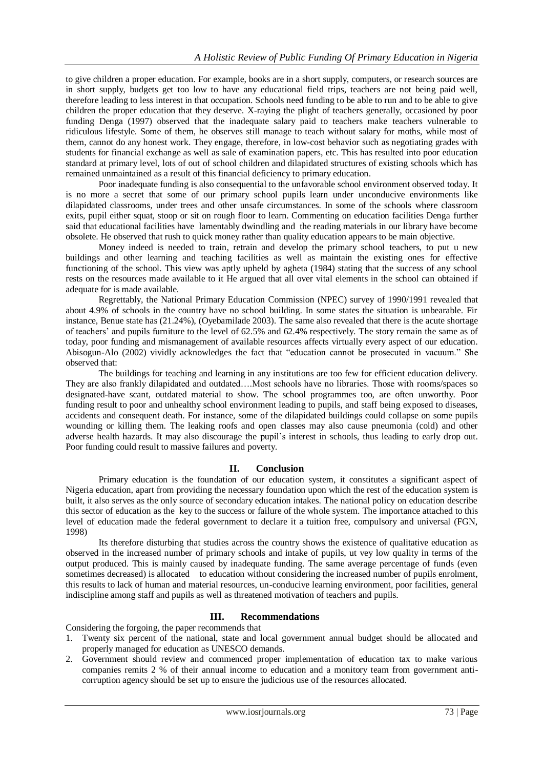to give children a proper education. For example, books are in a short supply, computers, or research sources are in short supply, budgets get too low to have any educational field trips, teachers are not being paid well, therefore leading to less interest in that occupation. Schools need funding to be able to run and to be able to give children the proper education that they deserve. X-raying the plight of teachers generally, occasioned by poor funding Denga (1997) observed that the inadequate salary paid to teachers make teachers vulnerable to ridiculous lifestyle. Some of them, he observes still manage to teach without salary for moths, while most of them, cannot do any honest work. They engage, therefore, in low-cost behavior such as negotiating grades with students for financial exchange as well as sale of examination papers, etc. This has resulted into poor education standard at primary level, lots of out of school children and dilapidated structures of existing schools which has remained unmaintained as a result of this financial deficiency to primary education.

Poor inadequate funding is also consequential to the unfavorable school environment observed today. It is no more a secret that some of our primary school pupils learn under unconducive environments like dilapidated classrooms, under trees and other unsafe circumstances. In some of the schools where classroom exits, pupil either squat, stoop or sit on rough floor to learn. Commenting on education facilities Denga further said that educational facilities have lamentably dwindling and the reading materials in our library have become obsolete. He observed that rush to quick money rather than quality education appears to be main objective.

Money indeed is needed to train, retrain and develop the primary school teachers, to put u new buildings and other learning and teaching facilities as well as maintain the existing ones for effective functioning of the school. This view was aptly upheld by agheta (1984) stating that the success of any school rests on the resources made available to it He argued that all over vital elements in the school can obtained if adequate for is made available.

Regrettably, the National Primary Education Commission (NPEC) survey of 1990/1991 revealed that about 4.9% of schools in the country have no school building. In some states the situation is unbearable. Fir instance, Benue state has (21.24%), (Oyebamilade 2003). The same also revealed that there is the acute shortage of teachers' and pupils furniture to the level of 62.5% and 62.4% respectively. The story remain the same as of today, poor funding and mismanagement of available resources affects virtually every aspect of our education. Abisogun-Alo (2002) vividly acknowledges the fact that "education cannot be prosecuted in vacuum." She observed that:

The buildings for teaching and learning in any institutions are too few for efficient education delivery. They are also frankly dilapidated and outdated….Most schools have no libraries. Those with rooms/spaces so designated-have scant, outdated material to show. The school programmes too, are often unworthy. Poor funding result to poor and unhealthy school environment leading to pupils, and staff being exposed to diseases, accidents and consequent death. For instance, some of the dilapidated buildings could collapse on some pupils wounding or killing them. The leaking roofs and open classes may also cause pneumonia (cold) and other adverse health hazards. It may also discourage the pupil's interest in schools, thus leading to early drop out. Poor funding could result to massive failures and poverty.

## II. Conclusion

Primary education is the foundation of our education system, it constitutes a significant aspect of Nigeria education, apart from providing the necessary foundation upon which the rest of the education system is built, it also serves as the only source of secondary education intakes. The national policy on education describe this sector of education as the key to the success or failure of the whole system. The importance attached to this level of education made the federal government to declare it a tuition free, compulsory and universal (FGN, 1998)

Its therefore disturbing that studies across the country shows the existence of qualitative education as observed in the increased number of primary schools and intake of pupils, ut vey low quality in terms of the output produced. This is mainly caused by inadequate funding. The same average percentage of funds (even sometimes decreased) is allocated to education without considering the increased number of pupils enrolment, this results to lack of human and material resources, un-conducive learning environment, poor facilities, general indiscipline among staff and pupils as well as threatened motivation of teachers and pupils.

## III. Recommendations

Considering the forgoing, the paper recommends that

1. Twenty six percent of the national, state and local government annual budget should be allocated and properly managed for education as UNESCO demands.
2. Government should review and commenced proper implementation of education tax to make various companies remits 2 % of their annual income to education and a monitory team from government anti-corruption agency should be set up to ensure the judicious use of the resources allocated.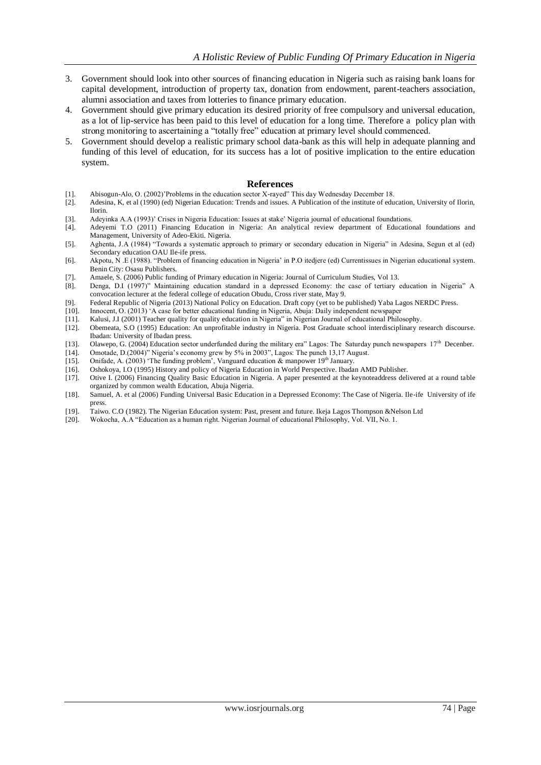3. Government should look into other sources of financing education in Nigeria such as raising bank loans for capital development, introduction of property tax, donation from endowment, parent-teachers association, alumni association and taxes from lotteries to finance primary education.
4. Government should give primary education its desired priority of free compulsory and universal education, as a lot of lip-service has been paid to this level of education for a long time. Therefore a policy plan with strong monitoring to ascertaining a "totally free" education at primary level should commenced.
5. Government should develop a realistic primary school data-bank as this will help in adequate planning and funding of this level of education, for its success has a lot of positive implication to the entire education system.

## References

[1]. Abisogun-Alo, O. (2002)'Problems in the education sector X-rayed" This day Wednesday December 18.

[2]. Adesina, K, et al (1990) (ed) Nigerian Education: Trends and issues. A Publication of the institute of education, University of Ilorin, Ilorin.

[3]. Adeyinka A.A (1993)' Crises in Nigeria Education: Issues at stake' Nigeria journal of educational foundations.

[4]. Adeyemi T.O (2011) Financing Education in Nigeria: An analytical review department of Educational foundations and Management, University of Adeo-Ekiti. Nigeria.

[5]. Aghenta, J.A (1984) "Towards a systematic approach to primary or secondary education in Nigeria" in Adesina, Segun et al (ed) Secondary education OAU Ile-ife press.

[6]. Akpotu, N .E (1988). "Problem of financing education in Nigeria' in P.O itedjere (ed) Currentissues in Nigerian educational system. Benin City: Osasu Publishers.

[7]. Amaele, S. (2006) Public funding of Primary education in Nigeria: Journal of Curriculum Studies, Vol 13.

[8]. Denga, D.I (1997)" Maintaining education standard in a depressed Economy: the case of tertiary education in Nigeria" A convocation lecturer at the federal college of education Obudu, Cross river state, May 9.

[9]. Federal Republic of Nigeria (2013) National Policy on Education. Draft copy (yet to be published) Yaba Lagos NERDC Press.

[10]. Innocent, O. (2013) 'A case for better educational funding in Nigeria, Abuja: Daily independent newspaper

[11]. Kalusi, J.I (2001) Teacher quality for quality education in Nigeria" in Nigerian Journal of educational Philosophy.

[12]. Obemeata, S.O (1995) Education: An unprofitable industry in Nigeria. Post Graduate school interdisciplinary research discourse. Ibadan: University of Ibadan press.

[13]. Olawepo, G. (2004) Education sector underfunded during the military era" Lagos: The Saturday punch newspapers 17th Decenber.

[14]. Omotade, D.(2004)" Nigeria's economy grew by 5% in 2003", Lagos: The punch 13,17 August.

[15]. Onifade, A. (2003) 'The funding problem', Vanguard education & manpower 19th January.

[16]. Oshokoya, I.O (1995) History and policy of Nigeria Education in World Perspective. Ibadan AMD Publisher.

[17]. Otive I. (2006) Financing Quality Basic Education in Nigeria. A paper presented at the keynoteaddress delivered at a round table organized by common wealth Education, Abuja Nigeria.

[18]. Samuel, A. et al (2006) Funding Universal Basic Education in a Depressed Economy: The Case of Nigeria. Ile-ife University of ife press.

[19]. Taiwo. C.O (1982). The Nigerian Education system: Past, present and future. Ikeja Lagos Thompson &Nelson Ltd

[20]. Wokocha, A.A "Education as a human right. Nigerian Journal of educational Philosophy, Vol. VII, No. 1.